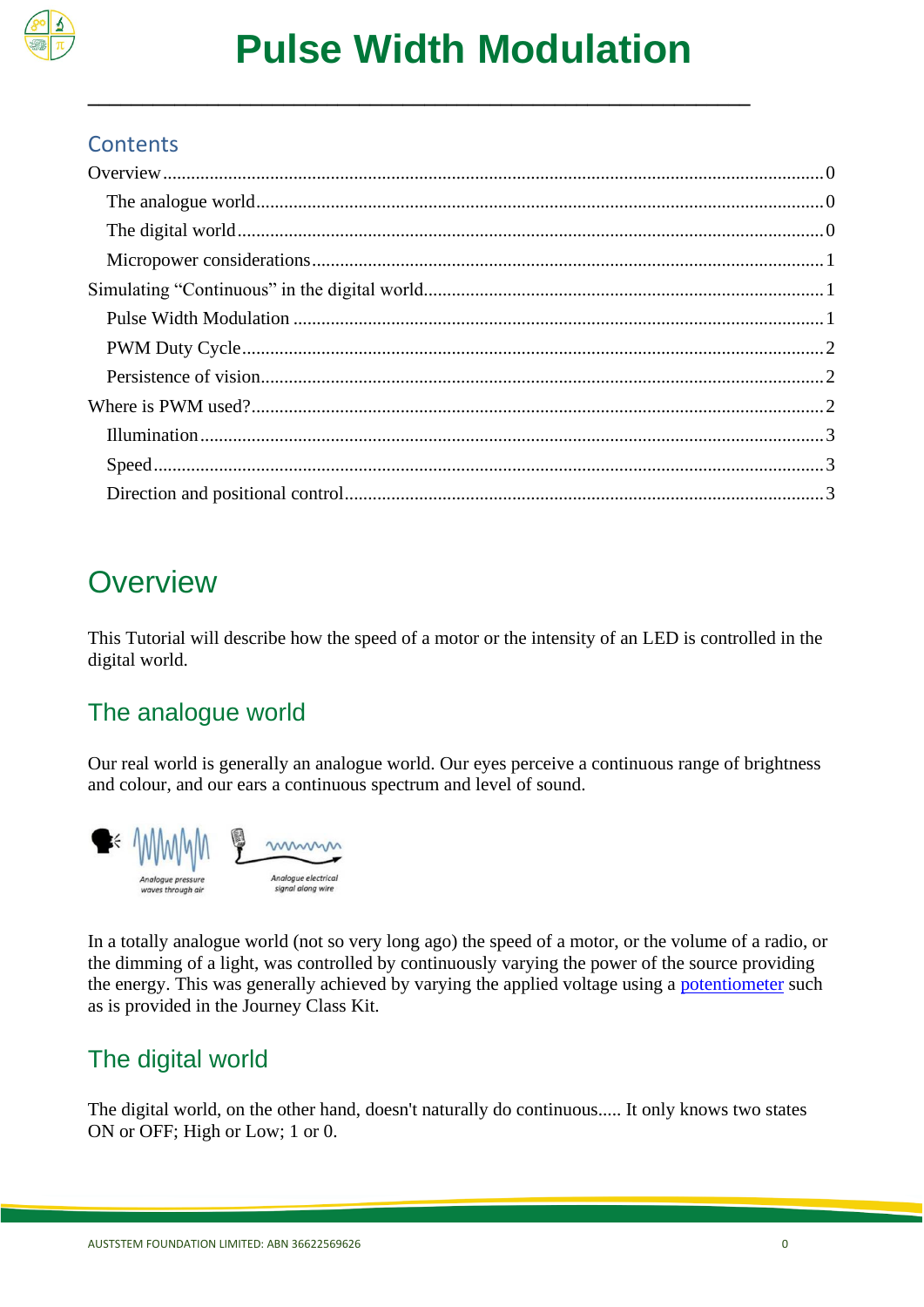# Pulse Width Modulation

## Contents

- Overview ........ 0
  - The analogue world ........ 0
  - The digital world ........ 0
  - Micropower considerations ........ 1
- Simulating "Continuous" in the digital world ........ 1
  - Pulse Width Modulation ........ 1
  - PWM Duty Cycle ........ 2
  - Persistence of vision ........ 2
- Where is PWM used? ........ 2
  - Illumination ........ 3
  - Speed ........ 3
  - Direction and positional control ........ 3

# Overview

This Tutorial will describe how the speed of a motor or the intensity of an LED is controlled in the digital world.

## The analogue world

Our real world is generally an analogue world. Our eyes perceive a continuous range of brightness and colour, and our ears a continuous spectrum and level of sound.

Analogue pressure waves through air

Analogue electrical signal along wire

In a totally analogue world (not so very long ago) the speed of a motor, or the volume of a radio, or the dimming of a light, was controlled by continuously varying the power of the source providing the energy. This was generally achieved by varying the applied voltage using a potentiometer such as is provided in the Journey Class Kit.

## The digital world

The digital world, on the other hand, doesn't naturally do continuous..... It only knows two states ON or OFF; High or Low; 1 or 0.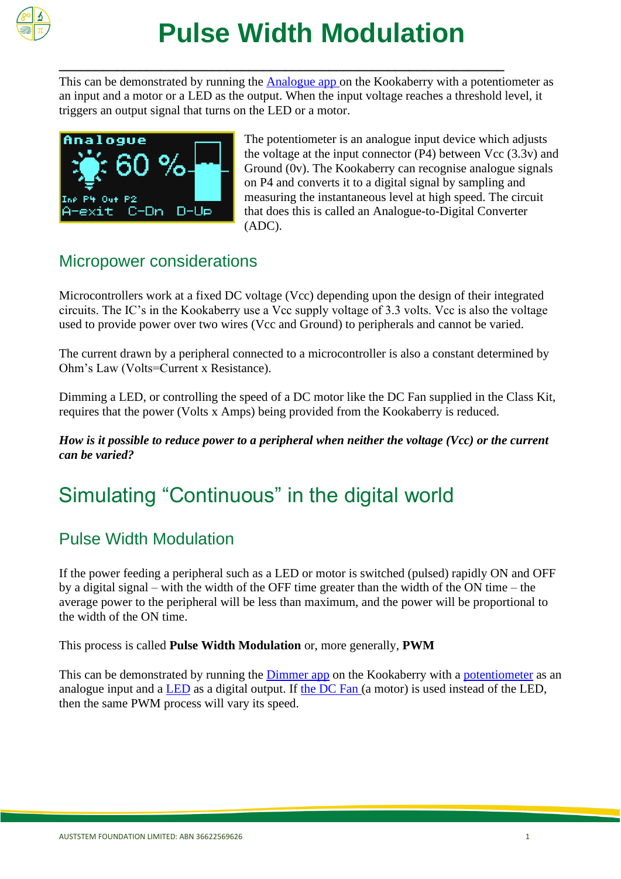# Pulse Width Modulation

This can be demonstrated by running the Analogue app on the Kookaberry with a potentiometer as an input and a motor or a LED as the output. When the input voltage reaches a threshold level, it triggers an output signal that turns on the LED or a motor.

The potentiometer is an analogue input device which adjusts the voltage at the input connector (P4) between Vcc (3.3v) and Ground (0v). The Kookaberry can recognise analogue signals on P4 and converts it to a digital signal by sampling and measuring the instantaneous level at high speed. The circuit that does this is called an Analogue-to-Digital Converter (ADC).

## Micropower considerations

Microcontrollers work at a fixed DC voltage (Vcc) depending upon the design of their integrated circuits. The IC's in the Kookaberry use a Vcc supply voltage of 3.3 volts. Vcc is also the voltage used to provide power over two wires (Vcc and Ground) to peripherals and cannot be varied.

The current drawn by a peripheral connected to a microcontroller is also a constant determined by Ohm's Law (Volts=Current x Resistance).

Dimming a LED, or controlling the speed of a DC motor like the DC Fan supplied in the Class Kit, requires that the power (Volts x Amps) being provided from the Kookaberry is reduced.

***How is it possible to reduce power to a peripheral when neither the voltage (Vcc) or the current can be varied?***

# Simulating "Continuous" in the digital world

## Pulse Width Modulation

If the power feeding a peripheral such as a LED or motor is switched (pulsed) rapidly ON and OFF by a digital signal – with the width of the OFF time greater than the width of the ON time – the average power to the peripheral will be less than maximum, and the power will be proportional to the width of the ON time.

This process is called **Pulse Width Modulation** or, more generally, **PWM**

This can be demonstrated by running the Dimmer app on the Kookaberry with a potentiometer as an analogue input and a LED as a digital output. If the DC Fan (a motor) is used instead of the LED, then the same PWM process will vary its speed.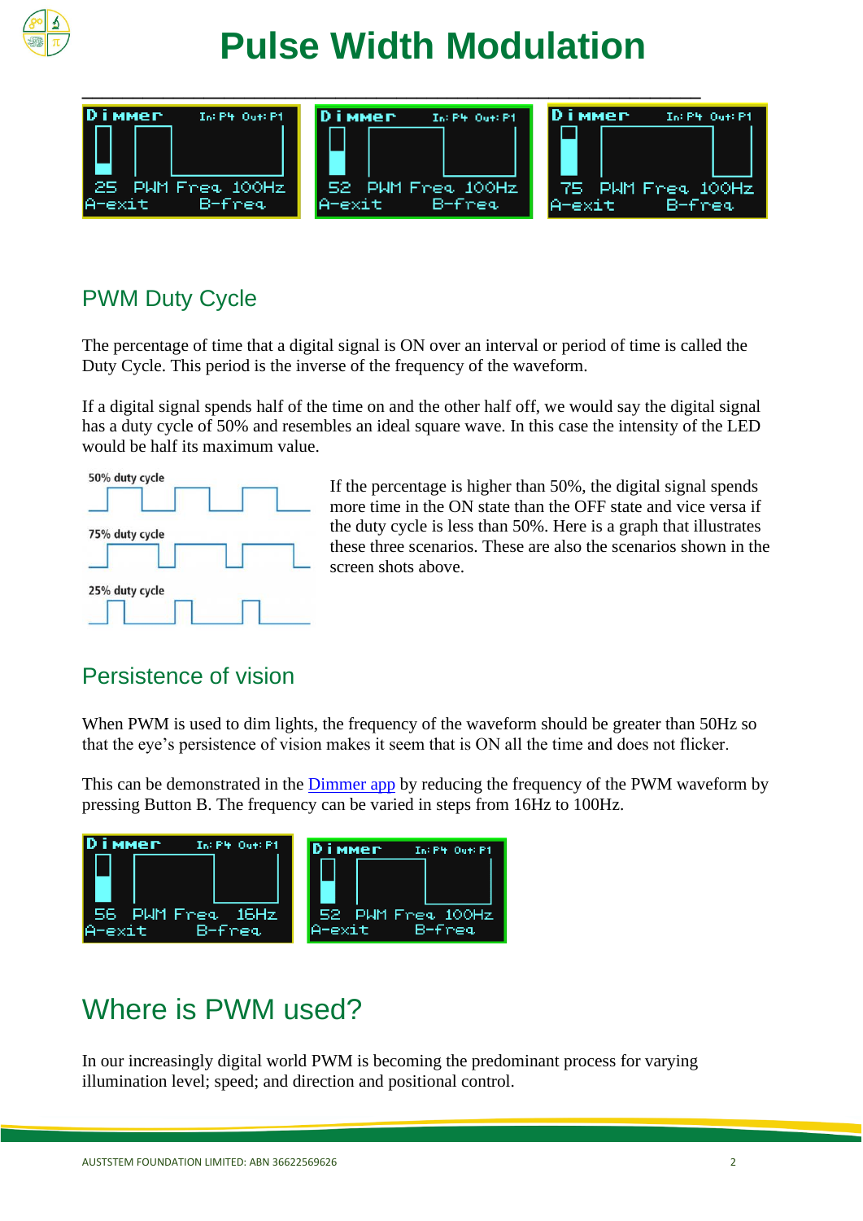# Pulse Width Modulation

## PWM Duty Cycle

The percentage of time that a digital signal is ON over an interval or period of time is called the Duty Cycle. This period is the inverse of the frequency of the waveform.

If a digital signal spends half of the time on and the other half off, we would say the digital signal has a duty cycle of 50% and resembles an ideal square wave. In this case the intensity of the LED would be half its maximum value.

If the percentage is higher than 50%, the digital signal spends more time in the ON state than the OFF state and vice versa if the duty cycle is less than 50%. Here is a graph that illustrates these three scenarios. These are also the scenarios shown in the screen shots above.

## Persistence of vision

When PWM is used to dim lights, the frequency of the waveform should be greater than 50Hz so that the eye's persistence of vision makes it seem that is ON all the time and does not flicker.

This can be demonstrated in the Dimmer app by reducing the frequency of the PWM waveform by pressing Button B. The frequency can be varied in steps from 16Hz to 100Hz.

# Where is PWM used?

In our increasingly digital world PWM is becoming the predominant process for varying illumination level; speed; and direction and positional control.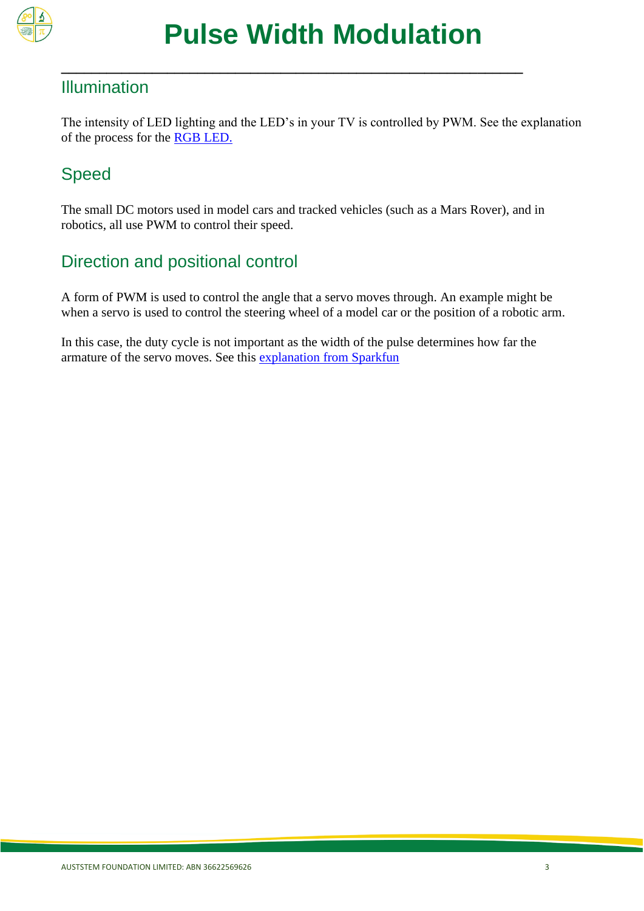# Pulse Width Modulation

## Illumination

The intensity of LED lighting and the LED's in your TV is controlled by PWM. See the explanation of the process for the [RGB LED.]

## Speed

The small DC motors used in model cars and tracked vehicles (such as a Mars Rover), and in robotics, all use PWM to control their speed.

## Direction and positional control

A form of PWM is used to control the angle that a servo moves through. An example might be when a servo is used to control the steering wheel of a model car or the position of a robotic arm.

In this case, the duty cycle is not important as the width of the pulse determines how far the armature of the servo moves. See this [explanation from Sparkfun]